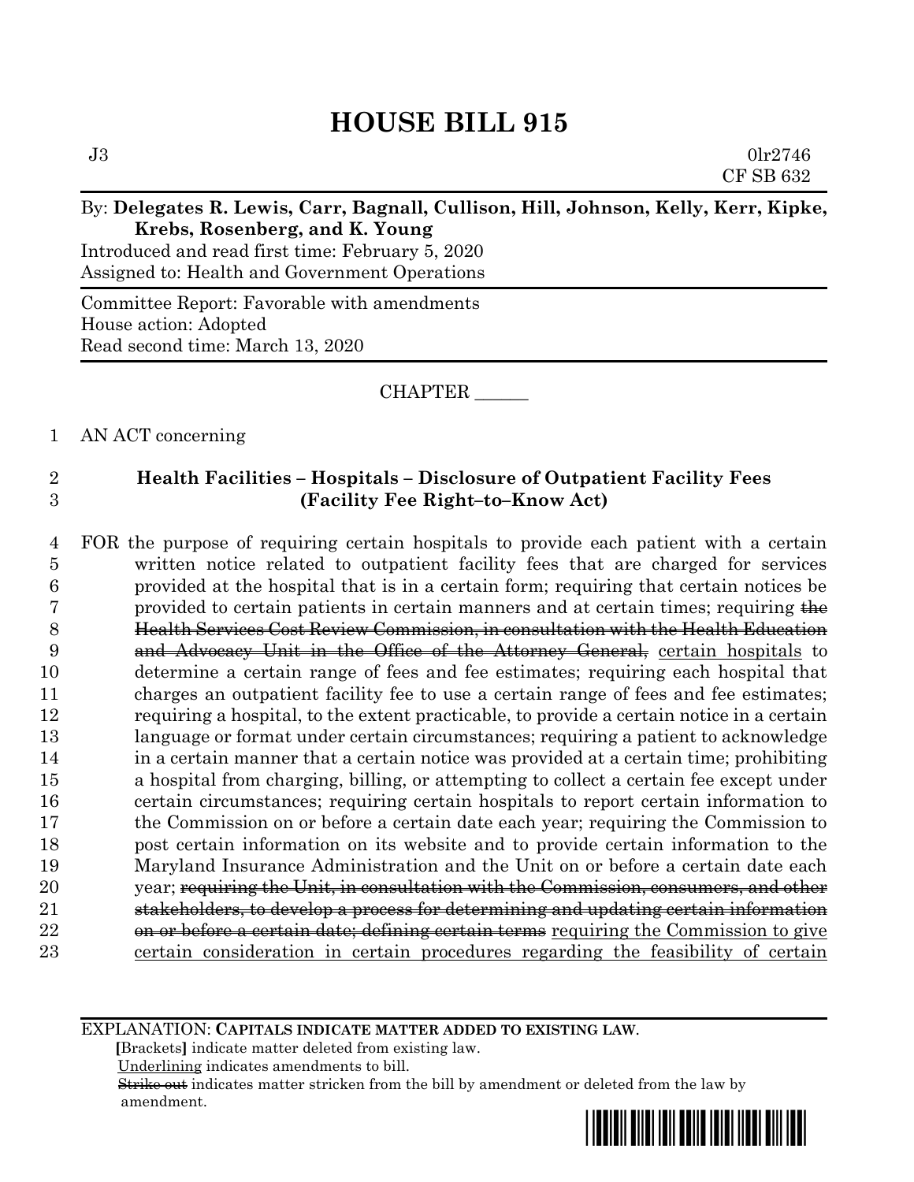# HOUSE BILL 915

J3 0lr2746
CF SB 632

By: **Delegates R. Lewis, Carr, Bagnall, Cullison, Hill, Johnson, Kelly, Kerr, Kipke, Krebs, Rosenberg, and K. Young**

Introduced and read first time: February 5, 2020
Assigned to: Health and Government Operations

Committee Report: Favorable with amendments
House action: Adopted
Read second time: March 13, 2020

CHAPTER ______

AN ACT concerning

**Health Facilities – Hospitals – Disclosure of Outpatient Facility Fees (Facility Fee Right–to–Know Act)**

FOR the purpose of requiring certain hospitals to provide each patient with a certain written notice related to outpatient facility fees that are charged for services provided at the hospital that is in a certain form; requiring that certain notices be provided to certain patients in certain manners and at certain times; requiring ~~the Health Services Cost Review Commission, in consultation with the Health Education and Advocacy Unit in the Office of the Attorney General,~~ <u>certain hospitals</u> to determine a certain range of fees and fee estimates; requiring each hospital that charges an outpatient facility fee to use a certain range of fees and fee estimates; requiring a hospital, to the extent practicable, to provide a certain notice in a certain language or format under certain circumstances; requiring a patient to acknowledge in a certain manner that a certain notice was provided at a certain time; prohibiting a hospital from charging, billing, or attempting to collect a certain fee except under certain circumstances; requiring certain hospitals to report certain information to the Commission on or before a certain date each year; requiring the Commission to post certain information on its website and to provide certain information to the Maryland Insurance Administration and the Unit on or before a certain date each year; ~~requiring the Unit, in consultation with the Commission, consumers, and other stakeholders, to develop a process for determining and updating certain information on or before a certain date; defining certain terms~~ <u>requiring the Commission to give certain consideration in certain procedures regarding the feasibility of certain</u>

EXPLANATION: **CAPITALS INDICATE MATTER ADDED TO EXISTING LAW.**
**[**Brackets**]** indicate matter deleted from existing law.
<u>Underlining</u> indicates amendments to bill.
~~Strike out~~ indicates matter stricken from the bill by amendment or deleted from the law by amendment.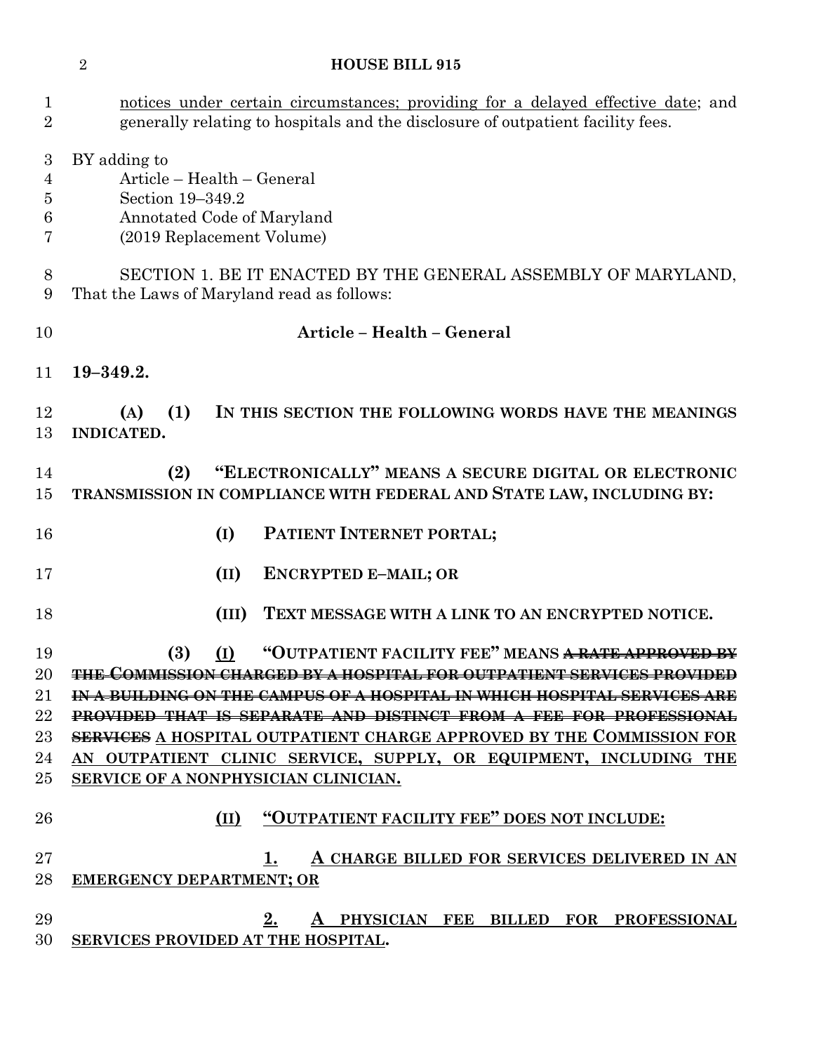notices under certain circumstances; providing for a delayed effective date; and generally relating to hospitals and the disclosure of outpatient facility fees.

BY adding to
Article – Health – General
Section 19–349.2
Annotated Code of Maryland
(2019 Replacement Volume)

SECTION 1. BE IT ENACTED BY THE GENERAL ASSEMBLY OF MARYLAND, That the Laws of Maryland read as follows:

**Article – Health – General**

**19–349.2.**

**(A) (1) IN THIS SECTION THE FOLLOWING WORDS HAVE THE MEANINGS INDICATED.**

**(2) "ELECTRONICALLY" MEANS A SECURE DIGITAL OR ELECTRONIC TRANSMISSION IN COMPLIANCE WITH FEDERAL AND STATE LAW, INCLUDING BY:**

**(I) PATIENT INTERNET PORTAL;**

**(II) ENCRYPTED E–MAIL; OR**

**(III) TEXT MESSAGE WITH A LINK TO AN ENCRYPTED NOTICE.**

**(3) (I) "OUTPATIENT FACILITY FEE" MEANS ~~A RATE APPROVED BY THE COMMISSION CHARGED BY A HOSPITAL FOR OUTPATIENT SERVICES PROVIDED IN A BUILDING ON THE CAMPUS OF A HOSPITAL IN WHICH HOSPITAL SERVICES ARE PROVIDED THAT IS SEPARATE AND DISTINCT FROM A FEE FOR PROFESSIONAL SERVICES~~ A HOSPITAL OUTPATIENT CHARGE APPROVED BY THE COMMISSION FOR AN OUTPATIENT CLINIC SERVICE, SUPPLY, OR EQUIPMENT, INCLUDING THE SERVICE OF A NONPHYSICIAN CLINICIAN.**

**(II) "OUTPATIENT FACILITY FEE" DOES NOT INCLUDE:**

**1. A CHARGE BILLED FOR SERVICES DELIVERED IN AN EMERGENCY DEPARTMENT; OR**

**2. A PHYSICIAN FEE BILLED FOR PROFESSIONAL SERVICES PROVIDED AT THE HOSPITAL.**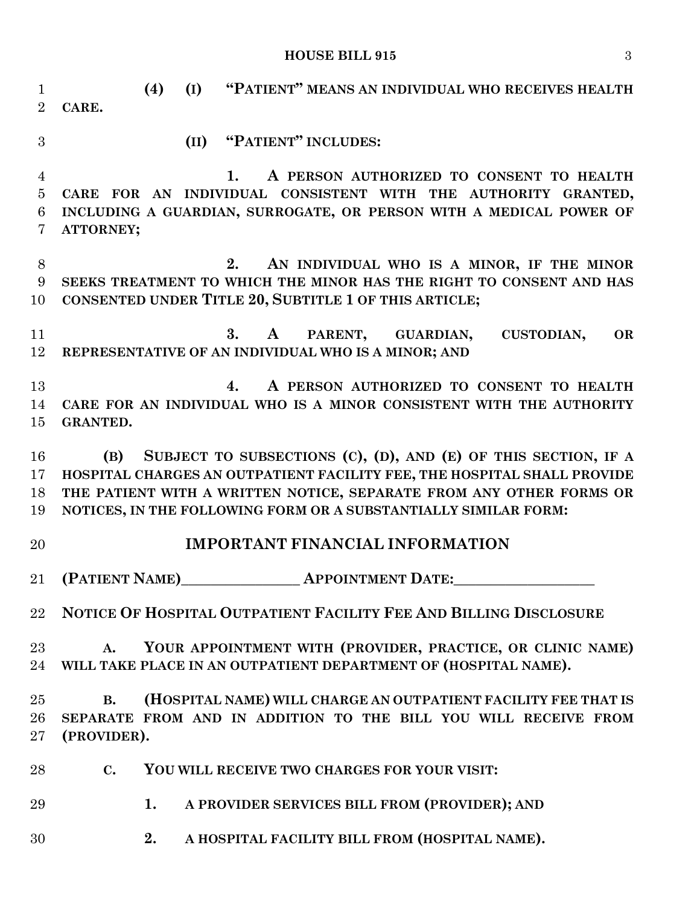**(4) (I) "PATIENT" MEANS AN INDIVIDUAL WHO RECEIVES HEALTH CARE.**

**(II) "PATIENT" INCLUDES:**

**1. A PERSON AUTHORIZED TO CONSENT TO HEALTH CARE FOR AN INDIVIDUAL CONSISTENT WITH THE AUTHORITY GRANTED, INCLUDING A GUARDIAN, SURROGATE, OR PERSON WITH A MEDICAL POWER OF ATTORNEY;**

**2. AN INDIVIDUAL WHO IS A MINOR, IF THE MINOR SEEKS TREATMENT TO WHICH THE MINOR HAS THE RIGHT TO CONSENT AND HAS CONSENTED UNDER TITLE 20, SUBTITLE 1 OF THIS ARTICLE;**

**3. A PARENT, GUARDIAN, CUSTODIAN, OR REPRESENTATIVE OF AN INDIVIDUAL WHO IS A MINOR; AND**

**4. A PERSON AUTHORIZED TO CONSENT TO HEALTH CARE FOR AN INDIVIDUAL WHO IS A MINOR CONSISTENT WITH THE AUTHORITY GRANTED.**

**(B) SUBJECT TO SUBSECTIONS (C), (D), AND (E) OF THIS SECTION, IF A HOSPITAL CHARGES AN OUTPATIENT FACILITY FEE, THE HOSPITAL SHALL PROVIDE THE PATIENT WITH A WRITTEN NOTICE, SEPARATE FROM ANY OTHER FORMS OR NOTICES, IN THE FOLLOWING FORM OR A SUBSTANTIALLY SIMILAR FORM:**

## IMPORTANT FINANCIAL INFORMATION

**(PATIENT NAME)________________ APPOINTMENT DATE:___________________**

**NOTICE OF HOSPITAL OUTPATIENT FACILITY FEE AND BILLING DISCLOSURE**

**A. YOUR APPOINTMENT WITH (PROVIDER, PRACTICE, OR CLINIC NAME) WILL TAKE PLACE IN AN OUTPATIENT DEPARTMENT OF (HOSPITAL NAME).**

**B. (HOSPITAL NAME) WILL CHARGE AN OUTPATIENT FACILITY FEE THAT IS SEPARATE FROM AND IN ADDITION TO THE BILL YOU WILL RECEIVE FROM (PROVIDER).**

**C. YOU WILL RECEIVE TWO CHARGES FOR YOUR VISIT:**

**1. A PROVIDER SERVICES BILL FROM (PROVIDER); AND**

**2. A HOSPITAL FACILITY BILL FROM (HOSPITAL NAME).**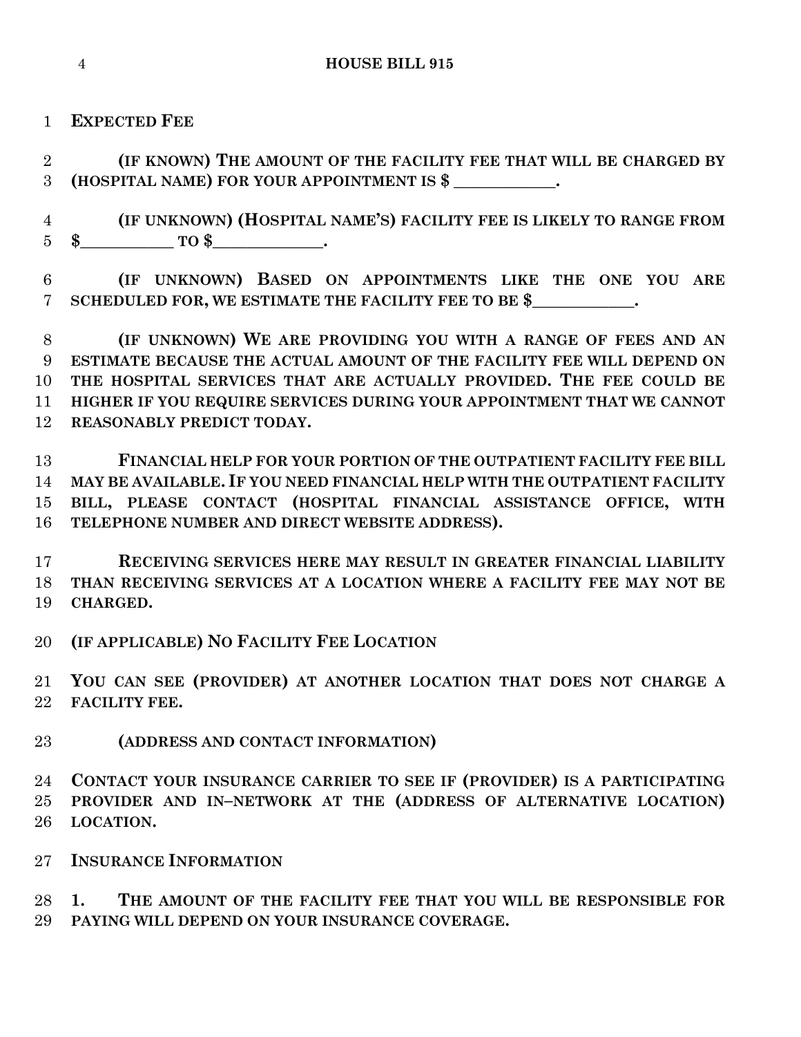**EXPECTED FEE**

**(IF KNOWN) THE AMOUNT OF THE FACILITY FEE THAT WILL BE CHARGED BY (HOSPITAL NAME) FOR YOUR APPOINTMENT IS $ ____________.**

**(IF UNKNOWN) (HOSPITAL NAME'S) FACILITY FEE IS LIKELY TO RANGE FROM $___________ TO $_____________.**

**(IF UNKNOWN) BASED ON APPOINTMENTS LIKE THE ONE YOU ARE SCHEDULED FOR, WE ESTIMATE THE FACILITY FEE TO BE $____________.**

**(IF UNKNOWN) WE ARE PROVIDING YOU WITH A RANGE OF FEES AND AN ESTIMATE BECAUSE THE ACTUAL AMOUNT OF THE FACILITY FEE WILL DEPEND ON THE HOSPITAL SERVICES THAT ARE ACTUALLY PROVIDED. THE FEE COULD BE HIGHER IF YOU REQUIRE SERVICES DURING YOUR APPOINTMENT THAT WE CANNOT REASONABLY PREDICT TODAY.**

**FINANCIAL HELP FOR YOUR PORTION OF THE OUTPATIENT FACILITY FEE BILL MAY BE AVAILABLE. IF YOU NEED FINANCIAL HELP WITH THE OUTPATIENT FACILITY BILL, PLEASE CONTACT (HOSPITAL FINANCIAL ASSISTANCE OFFICE, WITH TELEPHONE NUMBER AND DIRECT WEBSITE ADDRESS).**

**RECEIVING SERVICES HERE MAY RESULT IN GREATER FINANCIAL LIABILITY THAN RECEIVING SERVICES AT A LOCATION WHERE A FACILITY FEE MAY NOT BE CHARGED.**

**(IF APPLICABLE) NO FACILITY FEE LOCATION**

**YOU CAN SEE (PROVIDER) AT ANOTHER LOCATION THAT DOES NOT CHARGE A FACILITY FEE.**

**(ADDRESS AND CONTACT INFORMATION)**

**CONTACT YOUR INSURANCE CARRIER TO SEE IF (PROVIDER) IS A PARTICIPATING PROVIDER AND IN–NETWORK AT THE (ADDRESS OF ALTERNATIVE LOCATION) LOCATION.**

**INSURANCE INFORMATION**

**1. THE AMOUNT OF THE FACILITY FEE THAT YOU WILL BE RESPONSIBLE FOR PAYING WILL DEPEND ON YOUR INSURANCE COVERAGE.**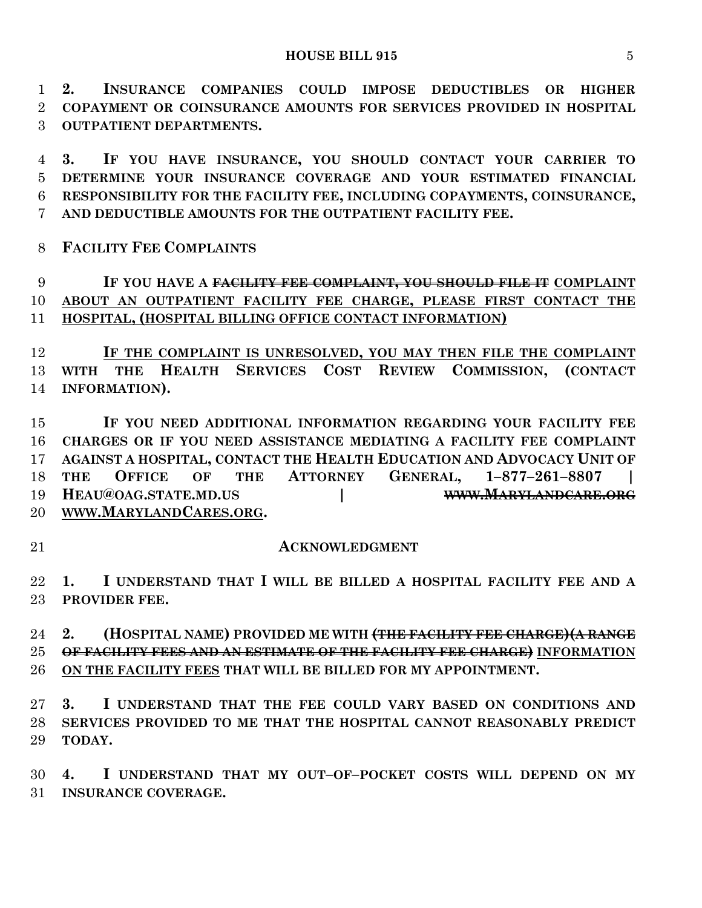**2. INSURANCE COMPANIES COULD IMPOSE DEDUCTIBLES OR HIGHER COPAYMENT OR COINSURANCE AMOUNTS FOR SERVICES PROVIDED IN HOSPITAL OUTPATIENT DEPARTMENTS.**

**3. IF YOU HAVE INSURANCE, YOU SHOULD CONTACT YOUR CARRIER TO DETERMINE YOUR INSURANCE COVERAGE AND YOUR ESTIMATED FINANCIAL RESPONSIBILITY FOR THE FACILITY FEE, INCLUDING COPAYMENTS, COINSURANCE, AND DEDUCTIBLE AMOUNTS FOR THE OUTPATIENT FACILITY FEE.**

**FACILITY FEE COMPLAINTS**

**IF YOU HAVE A ~~FACILITY FEE COMPLAINT, YOU SHOULD FILE IT~~ <u>COMPLAINT ABOUT AN OUTPATIENT FACILITY FEE CHARGE, PLEASE FIRST CONTACT THE HOSPITAL, (HOSPITAL BILLING OFFICE CONTACT INFORMATION)</u>**

**<u>IF THE COMPLAINT IS UNRESOLVED, YOU MAY THEN FILE THE COMPLAINT</u> WITH THE HEALTH SERVICES COST REVIEW COMMISSION, (CONTACT INFORMATION).**

**IF YOU NEED ADDITIONAL INFORMATION REGARDING YOUR FACILITY FEE CHARGES OR IF YOU NEED ASSISTANCE MEDIATING A FACILITY FEE COMPLAINT AGAINST A HOSPITAL, CONTACT THE HEALTH EDUCATION AND ADVOCACY UNIT OF THE OFFICE OF THE ATTORNEY GENERAL, 1–877–261–8807 | HEAU@OAG.STATE.MD.US | ~~WWW.MARYLANDCARE.ORG~~ <u>WWW.MARYLANDCARES.ORG</u>.**

**ACKNOWLEDGMENT**

**1. I UNDERSTAND THAT I WILL BE BILLED A HOSPITAL FACILITY FEE AND A PROVIDER FEE.**

**2. (HOSPITAL NAME) PROVIDED ME WITH ~~(THE FACILITY FEE CHARGE)(A RANGE OF FACILITY FEES AND AN ESTIMATE OF THE FACILITY FEE CHARGE)~~ <u>INFORMATION ON THE FACILITY FEES</u> THAT WILL BE BILLED FOR MY APPOINTMENT.**

**3. I UNDERSTAND THAT THE FEE COULD VARY BASED ON CONDITIONS AND SERVICES PROVIDED TO ME THAT THE HOSPITAL CANNOT REASONABLY PREDICT TODAY.**

**4. I UNDERSTAND THAT MY OUT–OF–POCKET COSTS WILL DEPEND ON MY INSURANCE COVERAGE.**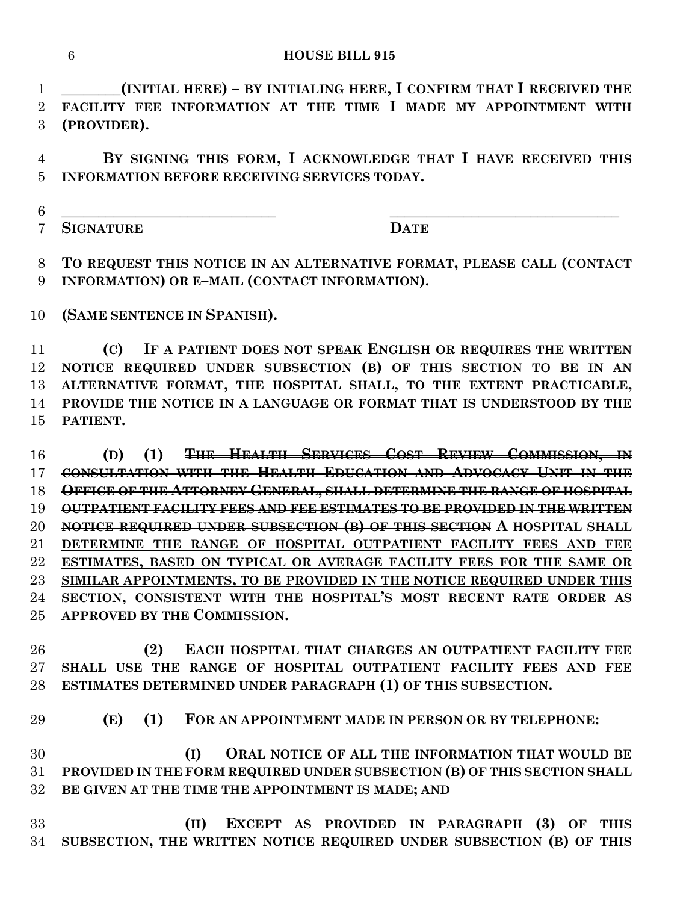**________(INITIAL HERE) – BY INITIALING HERE, I CONFIRM THAT I RECEIVED THE FACILITY FEE INFORMATION AT THE TIME I MADE MY APPOINTMENT WITH (PROVIDER).**

**BY SIGNING THIS FORM, I ACKNOWLEDGE THAT I HAVE RECEIVED THIS INFORMATION BEFORE RECEIVING SERVICES TODAY.**

**______________________________ ______________________________**
**SIGNATURE DATE**

**TO REQUEST THIS NOTICE IN AN ALTERNATIVE FORMAT, PLEASE CALL (CONTACT INFORMATION) OR E–MAIL (CONTACT INFORMATION).**

**(SAME SENTENCE IN SPANISH).**

**(C) IF A PATIENT DOES NOT SPEAK ENGLISH OR REQUIRES THE WRITTEN NOTICE REQUIRED UNDER SUBSECTION (B) OF THIS SECTION TO BE IN AN ALTERNATIVE FORMAT, THE HOSPITAL SHALL, TO THE EXTENT PRACTICABLE, PROVIDE THE NOTICE IN A LANGUAGE OR FORMAT THAT IS UNDERSTOOD BY THE PATIENT.**

**(D) (1) ~~THE HEALTH SERVICES COST REVIEW COMMISSION, IN CONSULTATION WITH THE HEALTH EDUCATION AND ADVOCACY UNIT IN THE OFFICE OF THE ATTORNEY GENERAL, SHALL DETERMINE THE RANGE OF HOSPITAL OUTPATIENT FACILITY FEES AND FEE ESTIMATES TO BE PROVIDED IN THE WRITTEN NOTICE REQUIRED UNDER SUBSECTION (B) OF THIS SECTION~~ <u>A HOSPITAL SHALL DETERMINE THE RANGE OF HOSPITAL OUTPATIENT FACILITY FEES AND FEE ESTIMATES, BASED ON TYPICAL OR AVERAGE FACILITY FEES FOR THE SAME OR SIMILAR APPOINTMENTS, TO BE PROVIDED IN THE NOTICE REQUIRED UNDER THIS SECTION, CONSISTENT WITH THE HOSPITAL'S MOST RECENT RATE ORDER AS APPROVED BY THE COMMISSION</u>.**

**(2) EACH HOSPITAL THAT CHARGES AN OUTPATIENT FACILITY FEE SHALL USE THE RANGE OF HOSPITAL OUTPATIENT FACILITY FEES AND FEE ESTIMATES DETERMINED UNDER PARAGRAPH (1) OF THIS SUBSECTION.**

**(E) (1) FOR AN APPOINTMENT MADE IN PERSON OR BY TELEPHONE:**

**(I) ORAL NOTICE OF ALL THE INFORMATION THAT WOULD BE PROVIDED IN THE FORM REQUIRED UNDER SUBSECTION (B) OF THIS SECTION SHALL BE GIVEN AT THE TIME THE APPOINTMENT IS MADE; AND**

**(II) EXCEPT AS PROVIDED IN PARAGRAPH (3) OF THIS SUBSECTION, THE WRITTEN NOTICE REQUIRED UNDER SUBSECTION (B) OF THIS**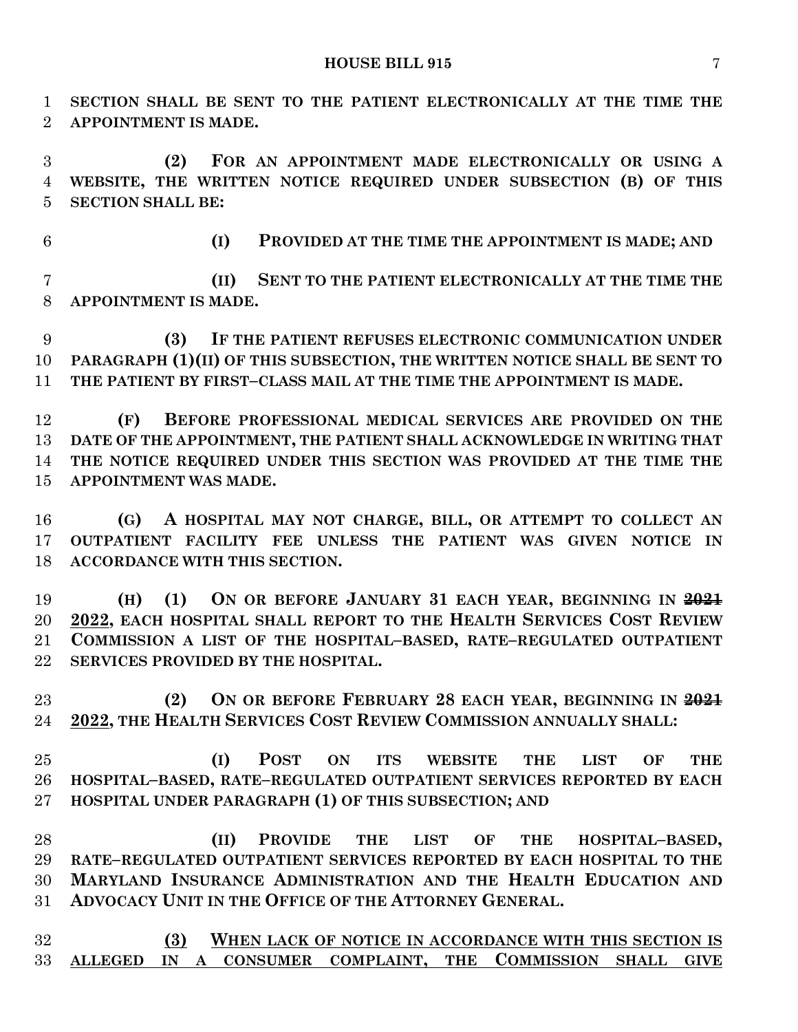**SECTION SHALL BE SENT TO THE PATIENT ELECTRONICALLY AT THE TIME THE APPOINTMENT IS MADE.**

**(2) FOR AN APPOINTMENT MADE ELECTRONICALLY OR USING A WEBSITE, THE WRITTEN NOTICE REQUIRED UNDER SUBSECTION (B) OF THIS SECTION SHALL BE:**

**(I) PROVIDED AT THE TIME THE APPOINTMENT IS MADE; AND**

**(II) SENT TO THE PATIENT ELECTRONICALLY AT THE TIME THE APPOINTMENT IS MADE.**

**(3) IF THE PATIENT REFUSES ELECTRONIC COMMUNICATION UNDER PARAGRAPH (1)(II) OF THIS SUBSECTION, THE WRITTEN NOTICE SHALL BE SENT TO THE PATIENT BY FIRST–CLASS MAIL AT THE TIME THE APPOINTMENT IS MADE.**

**(F) BEFORE PROFESSIONAL MEDICAL SERVICES ARE PROVIDED ON THE DATE OF THE APPOINTMENT, THE PATIENT SHALL ACKNOWLEDGE IN WRITING THAT THE NOTICE REQUIRED UNDER THIS SECTION WAS PROVIDED AT THE TIME THE APPOINTMENT WAS MADE.**

**(G) A HOSPITAL MAY NOT CHARGE, BILL, OR ATTEMPT TO COLLECT AN OUTPATIENT FACILITY FEE UNLESS THE PATIENT WAS GIVEN NOTICE IN ACCORDANCE WITH THIS SECTION.**

**(H) (1) ON OR BEFORE JANUARY 31 EACH YEAR, BEGINNING IN ~~2021~~ <u>2022</u>, EACH HOSPITAL SHALL REPORT TO THE HEALTH SERVICES COST REVIEW COMMISSION A LIST OF THE HOSPITAL–BASED, RATE–REGULATED OUTPATIENT SERVICES PROVIDED BY THE HOSPITAL.**

**(2) ON OR BEFORE FEBRUARY 28 EACH YEAR, BEGINNING IN ~~2021~~ <u>2022</u>, THE HEALTH SERVICES COST REVIEW COMMISSION ANNUALLY SHALL:**

**(I) POST ON ITS WEBSITE THE LIST OF THE HOSPITAL–BASED, RATE–REGULATED OUTPATIENT SERVICES REPORTED BY EACH HOSPITAL UNDER PARAGRAPH (1) OF THIS SUBSECTION; AND**

**(II) PROVIDE THE LIST OF THE HOSPITAL–BASED, RATE–REGULATED OUTPATIENT SERVICES REPORTED BY EACH HOSPITAL TO THE MARYLAND INSURANCE ADMINISTRATION AND THE HEALTH EDUCATION AND ADVOCACY UNIT IN THE OFFICE OF THE ATTORNEY GENERAL.**

<u>**(3) WHEN LACK OF NOTICE IN ACCORDANCE WITH THIS SECTION IS ALLEGED IN A CONSUMER COMPLAINT, THE COMMISSION SHALL GIVE**</u>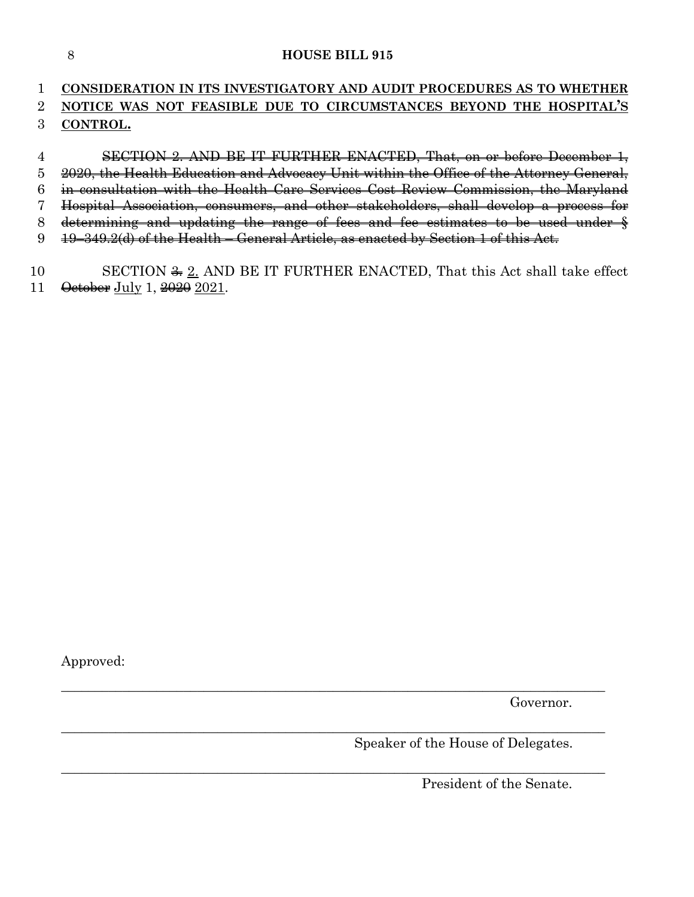**CONSIDERATION IN ITS INVESTIGATORY AND AUDIT PROCEDURES AS TO WHETHER NOTICE WAS NOT FEASIBLE DUE TO CIRCUMSTANCES BEYOND THE HOSPITAL'S CONTROL.**

~~SECTION 2. AND BE IT FURTHER ENACTED, That, on or before December 1, 2020, the Health Education and Advocacy Unit within the Office of the Attorney General, in consultation with the Health Care Services Cost Review Commission, the Maryland Hospital Association, consumers, and other stakeholders, shall develop a process for determining and updating the range of fees and fee estimates to be used under § 19–349.2(d) of the Health – General Article, as enacted by Section 1 of this Act.~~

SECTION ~~3.~~ 2. AND BE IT FURTHER ENACTED, That this Act shall take effect ~~October~~ July 1, ~~2020~~ 2021.

Approved:

\_\_\_\_\_\_\_\_\_\_\_\_\_\_\_\_\_\_\_\_\_\_\_\_\_\_\_\_\_\_\_\_\_\_\_\_\_\_\_\_

Governor.

\_\_\_\_\_\_\_\_\_\_\_\_\_\_\_\_\_\_\_\_\_\_\_\_\_\_\_\_\_\_\_\_\_\_\_\_\_\_\_\_

Speaker of the House of Delegates.

\_\_\_\_\_\_\_\_\_\_\_\_\_\_\_\_\_\_\_\_\_\_\_\_\_\_\_\_\_\_\_\_\_\_\_\_\_\_\_\_

President of the Senate.